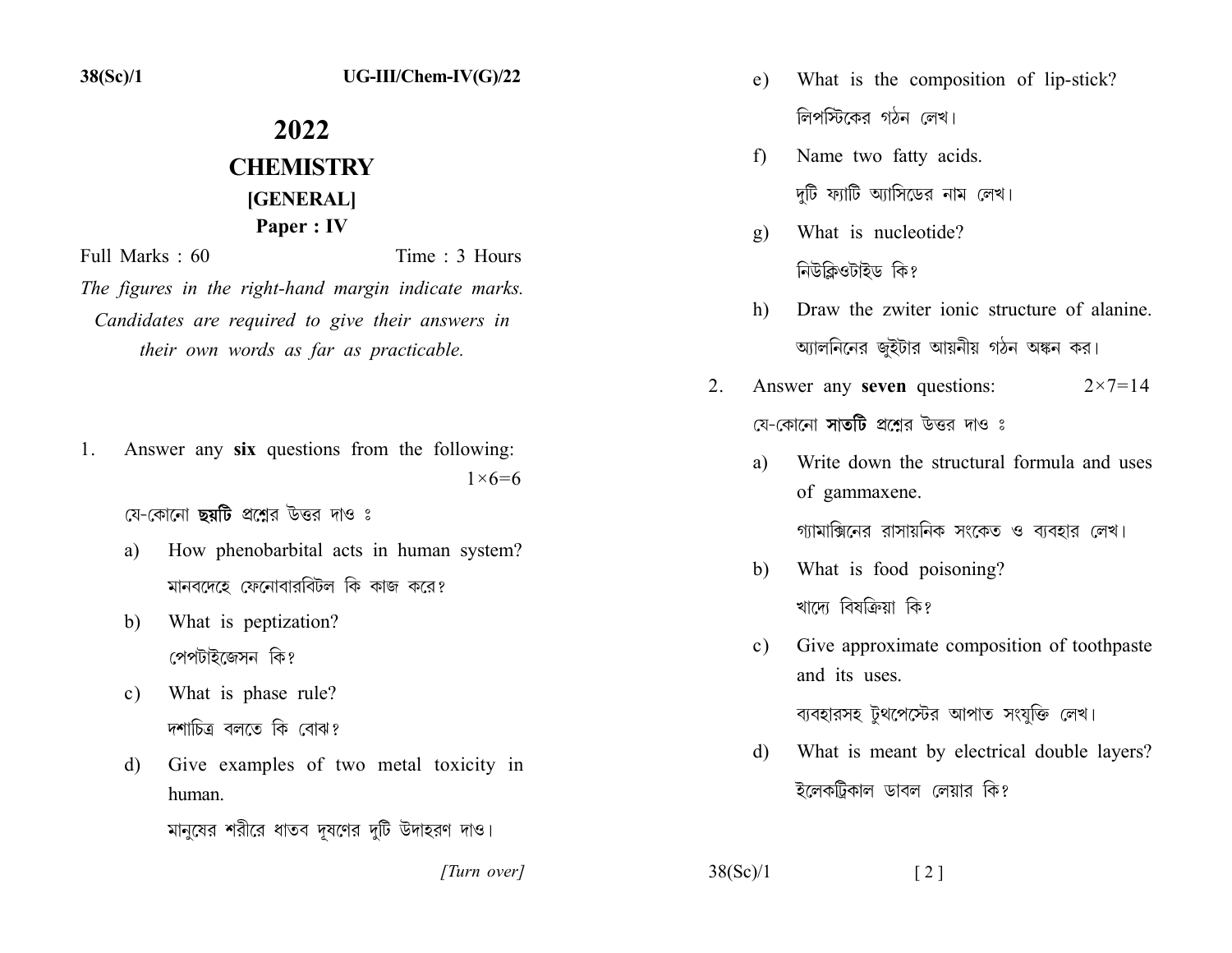# 2022

## CHEMISTRY

### [GENERAL]

### Paper : IV

Full Marks : 60 Time : 3 Hours

*The figures in the right-hand margin indicate marks. Candidates are required to give their answers in their own words as far as practicable.*

1. Answer any **six** questions from the following: $1\times6=6$

   যে-কোনো **ছয়টি** প্রশ্নের উত্তর দাও ঃ

   a) How phenobarbital acts in human system?
   মানবদেহে ফেনোবারবিটল কি কাজ করে?

   b) What is peptization?
   পেপটাইজেসন কি?

   c) What is phase rule?
   দশাচিত্র বলতে কি বোঝ?

   d) Give examples of two metal toxicity in human.
   মানুষের শরীরে ধাতব দূষণের দুটি উদাহরণ দাও।

   e) What is the composition of lip-stick?
   লিপস্টিকের গঠন লেখ।

   f) Name two fatty acids.
   দুটি ফ্যাটি অ্যাসিডের নাম লেখ।

   g) What is nucleotide?
   নিউক্লিওটাইড কি?

   h) Draw the zwiter ionic structure of alanine.
   অ্যালনিনের জুইটার আয়নীয় গঠন অঙ্কন কর।

2. Answer any **seven** questions: $2\times7=14$

   যে-কোনো **সাতটি** প্রশ্নের উত্তর দাও ঃ

   a) Write down the structural formula and uses of gammaxene.
   গ্যামাক্সিনের রাসায়নিক সংকেত ও ব্যবহার লেখ।

   b) What is food poisoning?
   খাদ্যে বিষক্রিয়া কি?

   c) Give approximate composition of toothpaste and its uses.
   ব্যবহারসহ টুথপেস্টের আপাত সংযুক্তি লেখ।

   d) What is meant by electrical double layers?
   ইলেকট্রিকাল ডাবল লেয়ার কি?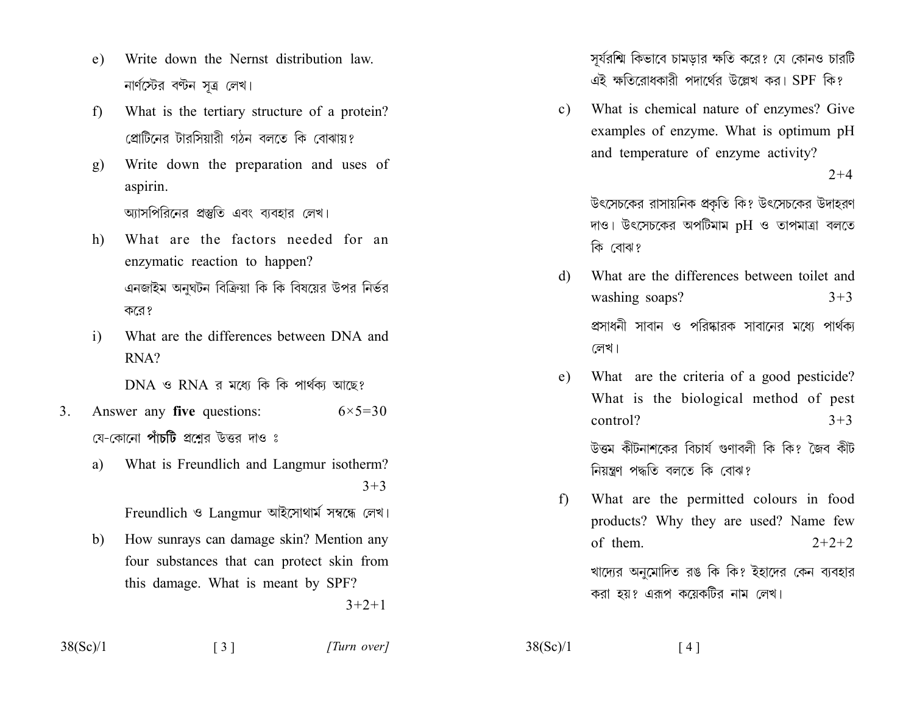e) Write down the Nernst distribution law.

নার্ণস্টের বণ্টন সূত্র লেখ।

f) What is the tertiary structure of a protein?

প্রোটিনের টারসিয়ারী গঠন বলতে কি বোঝায়?

g) Write down the preparation and uses of aspirin.

অ্যাসপিরিনের প্রস্তুতি এবং ব্যবহার লেখ।

h) What are the factors needed for an enzymatic reaction to happen?

এনজাইম অনুঘটন বিক্রিয়া কি কি বিষয়ের উপর নির্ভর করে?

i) What are the differences between DNA and RNA?

DNA ও RNA র মধ্যে কি কি পার্থক্য আছে?

3. Answer any **five** questions: $6\times5=30$

যে-কোনো **পাঁচটি** প্রশ্নের উত্তর দাও ঃ

a) What is Freundlich and Langmur isotherm? $3+3$

Freundlich ও Langmur আইসোথার্ম সম্বন্ধে লেখ।

b) How sunrays can damage skin? Mention any four substances that can protect skin from this damage. What is meant by SPF? $3+2+1$

সূর্যরশ্মি কিভাবে চামড়ার ক্ষতি করে? যে কোনও চারটি এই ক্ষতিরোধকারী পদার্থের উল্লেখ কর। SPF কি?

c) What is chemical nature of enzymes? Give examples of enzyme. What is optimum pH and temperature of enzyme activity? $2+4$

উৎসেচকের রাসায়নিক প্রকৃতি কি? উৎসেচকের উদাহরণ দাও। উৎসেচকের অপটিমাম pH ও তাপমাত্রা বলতে কি বোঝ?

d) What are the differences between toilet and washing soaps? $3+3$

প্রসাধনী সাবান ও পরিষ্কারক সাবানের মধ্যে পার্থক্য লেখ।

e) What are the criteria of a good pesticide? What is the biological method of pest control? $3+3$

উত্তম কীটনাশকের বিচার্য গুণাবলী কি কি? জৈব কীট নিয়ন্ত্রণ পদ্ধতি বলতে কি বোঝ?

f) What are the permitted colours in food products? Why they are used? Name few of them. $2+2+2$

খাদ্যের অনুমোদিত রঙ কি কি? ইহাদের কেন ব্যবহার করা হয়? এরূপ কয়েকটির নাম লেখ।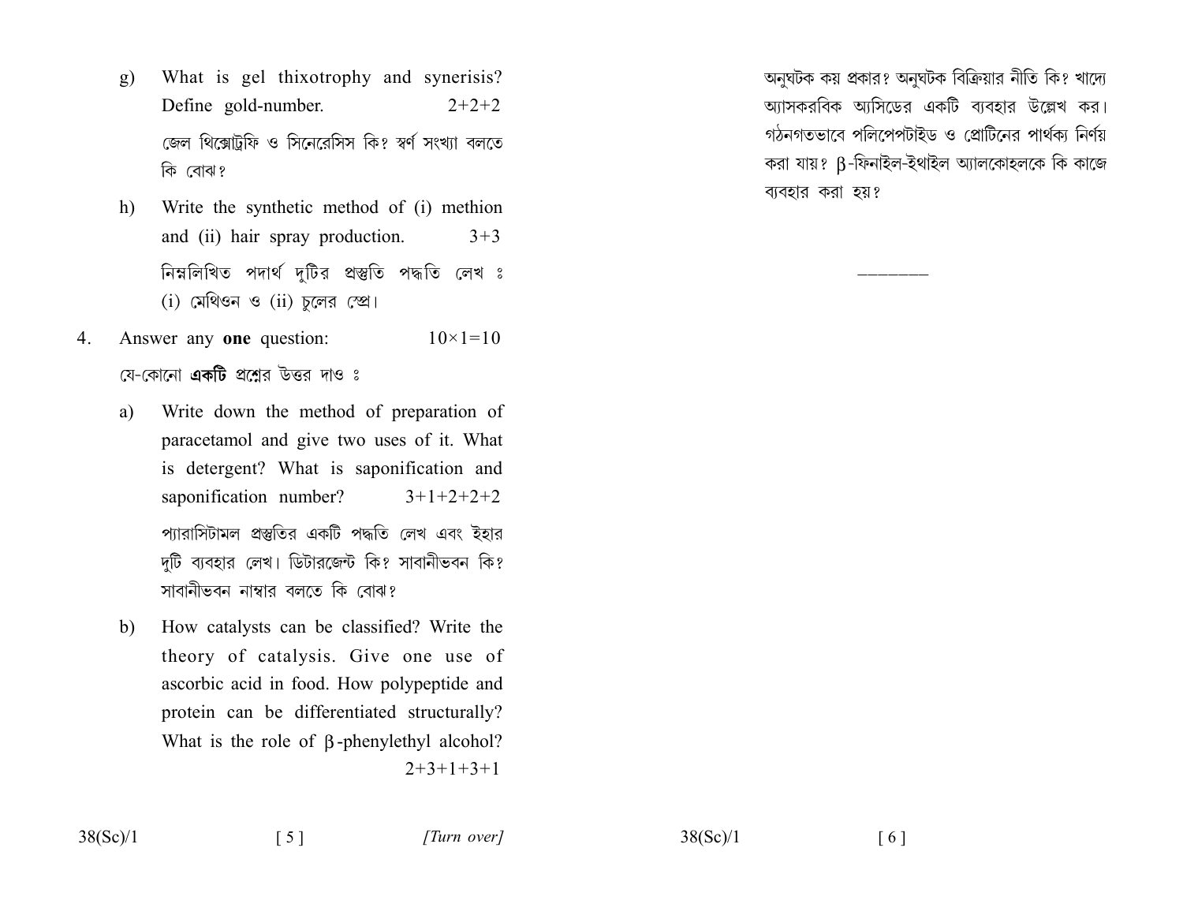g) What is gel thixotrophy and synerisis? Define gold-number. 2+2+2

জেল থিক্সোট্রফি ও সিনেরেসিস কি? স্বর্ণ সংখ্যা বলতে কি বোঝ?

h) Write the synthetic method of (i) methion and (ii) hair spray production. 3+3

নিম্নলিখিত পদার্থ দুটির প্রস্তুতি পদ্ধতি লেখ ঃ (i) মেথিওন ও (ii) চুলের স্প্রে।

4. Answer any **one** question: $10 \times 1 = 10$

যে-কোনো **একটি** প্রশ্নের উত্তর দাও ঃ

a) Write down the method of preparation of paracetamol and give two uses of it. What is detergent? What is saponification and saponification number? 3+1+2+2+2

প্যারাসিটামল প্রস্তুতির একটি পদ্ধতি লেখ এবং ইহার দুটি ব্যবহার লেখ। ডিটারজেন্ট কি? সাবানীভবন কি? সাবানীভবন নাম্বার বলতে কি বোঝ?

b) How catalysts can be classified? Write the theory of catalysis. Give one use of ascorbic acid in food. How polypeptide and protein can be differentiated structurally? What is the role of $\beta$-phenylethyl alcohol? 2+3+1+3+1

অনুঘটক কয় প্রকার? অনুঘটক বিক্রিয়ার নীতি কি? খাদ্যে অ্যাসকরবিক অ্যাসিডের একটি ব্যবহার উল্লেখ কর। গঠনগতভাবে পলিপেপটাইড ও প্রোটিনের পার্থক্য নির্ণয় করা যায়? $\beta$-ফিনাইল-ইথাইল অ্যালকোহলকে কি কাজে ব্যবহার করা হয়?

————